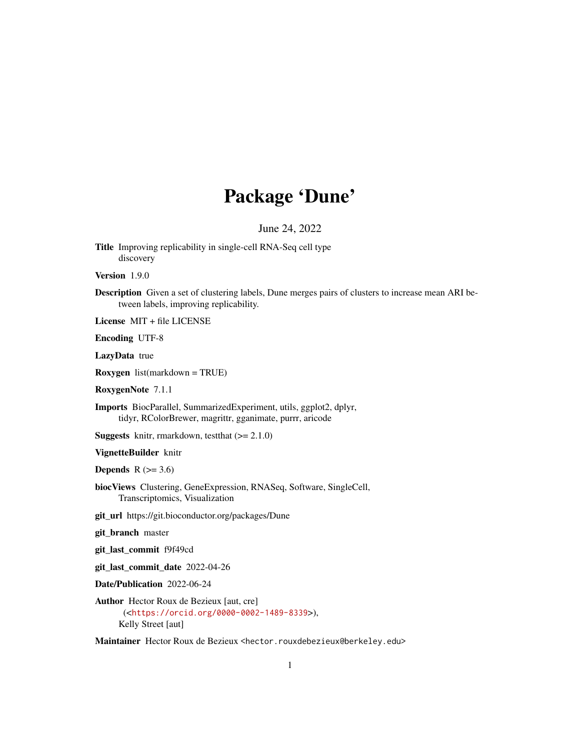# Package 'Dune'

June 24, 2022

**Title** Improving replicability in single-cell RNA-Seq cell type discovery

**Version** 1.9.0

**Description** Given a set of clustering labels, Dune merges pairs of clusters to increase mean ARI between labels, improving replicability.

**License** MIT + file LICENSE

**Encoding** UTF-8

**LazyData** true

**Roxygen** list(markdown = TRUE)

**RoxygenNote** 7.1.1

**Imports** BiocParallel, SummarizedExperiment, utils, ggplot2, dplyr, tidyr, RColorBrewer, magrittr, gganimate, purrr, aricode

**Suggests** knitr, rmarkdown, testthat (>= 2.1.0)

**VignetteBuilder** knitr

**Depends** R (>= 3.6)

**biocViews** Clustering, GeneExpression, RNASeq, Software, SingleCell, Transcriptomics, Visualization

**git_url** https://git.bioconductor.org/packages/Dune

**git_branch** master

**git_last_commit** f9f49cd

**git_last_commit_date** 2022-04-26

**Date/Publication** 2022-06-24

**Author** Hector Roux de Bezieux [aut, cre] (<https://orcid.org/0000-0002-1489-8339>), Kelly Street [aut]

**Maintainer** Hector Roux de Bezieux <hector.rouxdebezieux@berkeley.edu>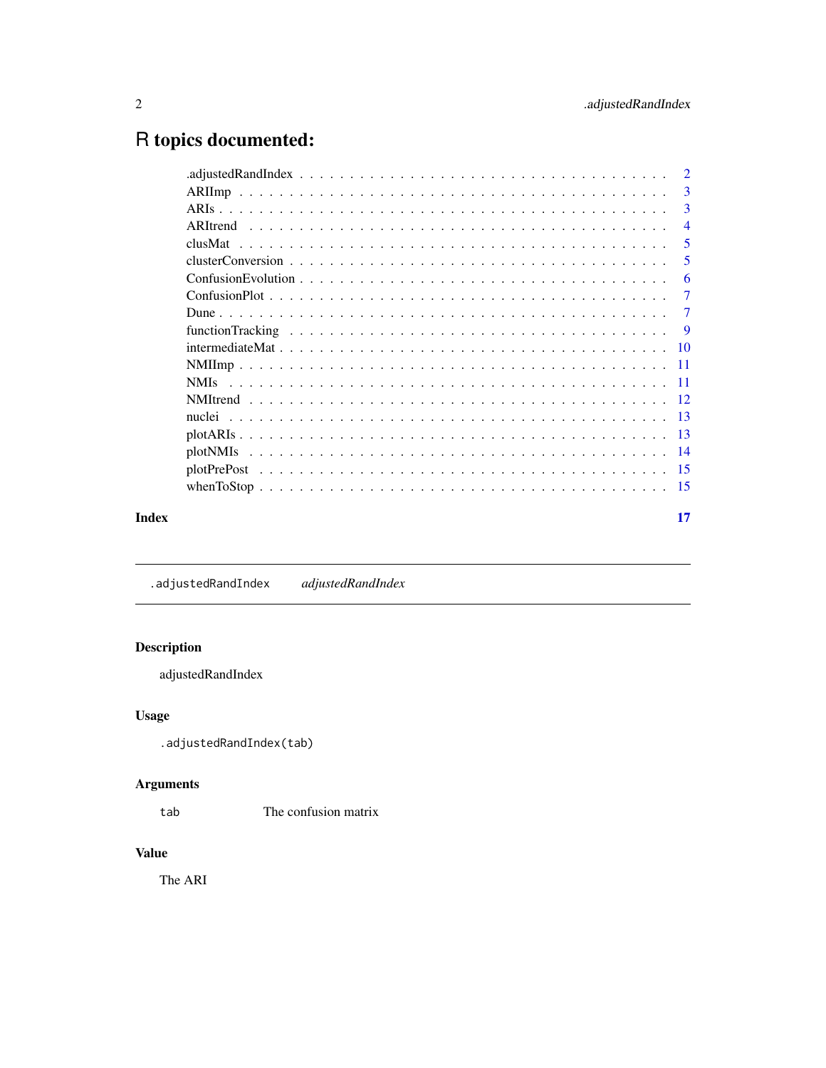# R topics documented:

| | |
|---|---|
| .adjustedRandIndex | 2 |
| ARIImp | 3 |
| ARIs | 3 |
| ARItrend | 4 |
| clusMat | 5 |
| clusterConversion | 5 |
| ConfusionEvolution | 6 |
| ConfusionPlot | 7 |
| Dune | 7 |
| functionTracking | 9 |
| intermediateMat | 10 |
| NMIImp | 11 |
| NMIs | 11 |
| NMItrend | 12 |
| nuclei | 13 |
| plotARIs | 13 |
| plotNMIs | 14 |
| plotPrePost | 15 |
| whenToStop | 15 |

**Index** **17**

---

`.adjustedRandIndex` *adjustedRandIndex*

---

### Description

adjustedRandIndex

### Usage

```
.adjustedRandIndex(tab)
```

### Arguments

| | |
|---|---|
| `tab` | The confusion matrix |

### Value

The ARI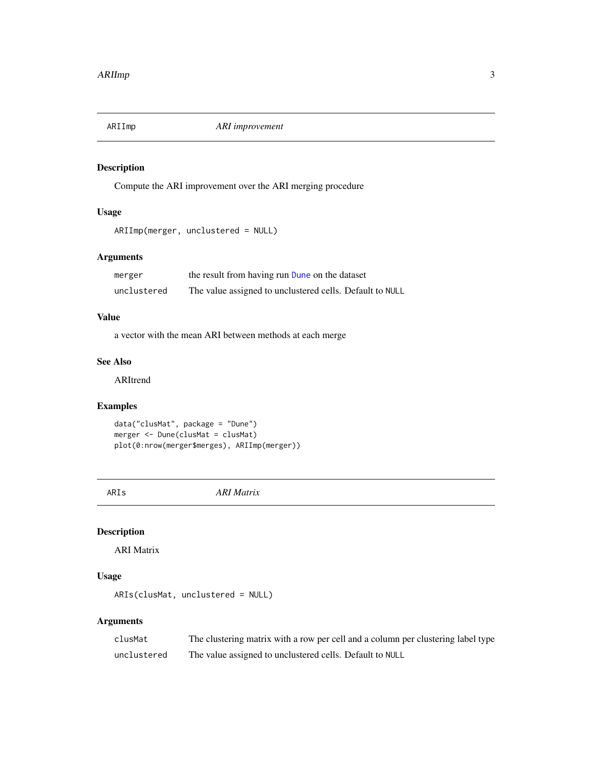## ARIImp — *ARI improvement*

### Description

Compute the ARI improvement over the ARI merging procedure

### Usage

```
ARIImp(merger, unclustered = NULL)
```

### Arguments

| | |
|---|---|
| merger | the result from having run Dune on the dataset |
| unclustered | The value assigned to unclustered cells. Default to NULL |

### Value

a vector with the mean ARI between methods at each merge

### See Also

ARItrend

### Examples

```
data("clusMat", package = "Dune")
merger <- Dune(clusMat = clusMat)
plot(0:nrow(merger$merges), ARIImp(merger))
```

## ARIs — *ARI Matrix*

### Description

ARI Matrix

### Usage

```
ARIs(clusMat, unclustered = NULL)
```

### Arguments

| | |
|---|---|
| clusMat | The clustering matrix with a row per cell and a column per clustering label type |
| unclustered | The value assigned to unclustered cells. Default to NULL |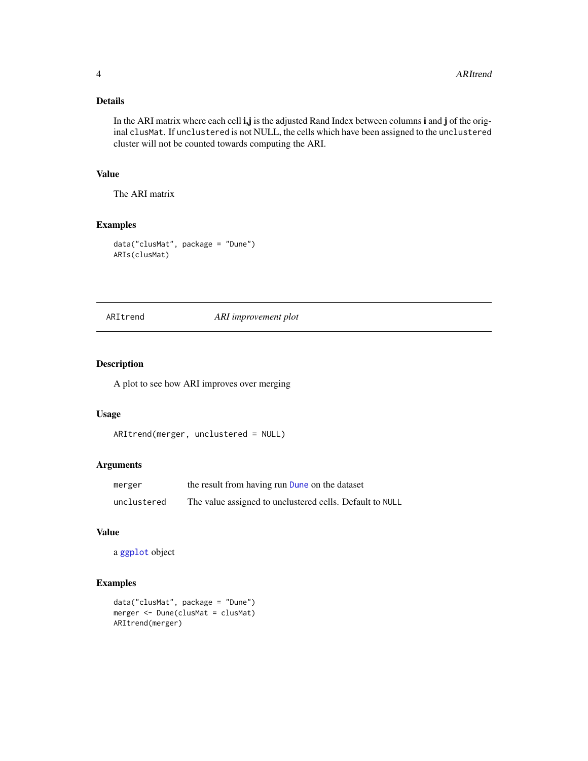### Details

In the ARI matrix where each cell **i,j** is the adjusted Rand Index between columns **i** and **j** of the original `clusMat`. If `unclustered` is not NULL, the cells which have been assigned to the `unclustered` cluster will not be counted towards computing the ARI.

### Value

The ARI matrix

### Examples

```
data("clusMat", package = "Dune")
ARIs(clusMat)
```

---

## ARItrend — *ARI improvement plot*

---

### Description

A plot to see how ARI improves over merging

### Usage

```
ARItrend(merger, unclustered = NULL)
```

### Arguments

| | |
|---|---|
| `merger` | the result from having run `Dune` on the dataset |
| `unclustered` | The value assigned to unclustered cells. Default to `NULL` |

### Value

a `ggplot` object

### Examples

```
data("clusMat", package = "Dune")
merger <- Dune(clusMat = clusMat)
ARItrend(merger)
```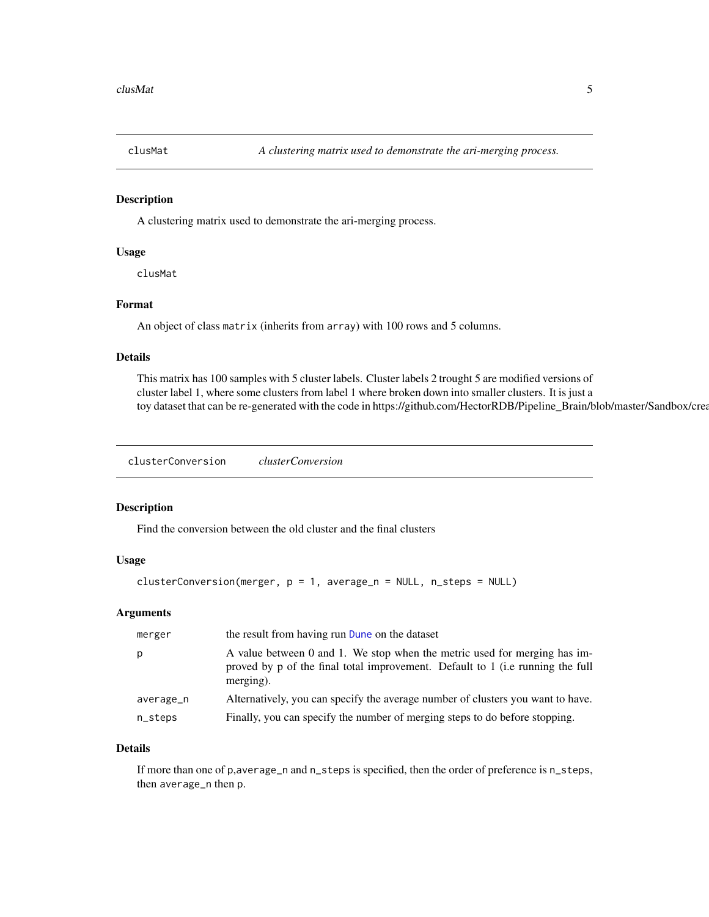## clusMat — *A clustering matrix used to demonstrate the ari-merging process.*

### Description

A clustering matrix used to demonstrate the ari-merging process.

### Usage

```
clusMat
```

### Format

An object of class `matrix` (inherits from `array`) with 100 rows and 5 columns.

### Details

This matrix has 100 samples with 5 cluster labels. Cluster labels 2 trought 5 are modified versions of cluster label 1, where some clusters from label 1 where broken down into smaller clusters. It is just a toy dataset that can be re-generated with the code in https://github.com/HectorRDB/Pipeline_Brain/blob/master/Sandbox/crea

## clusterConversion — *clusterConversion*

### Description

Find the conversion between the old cluster and the final clusters

### Usage

```
clusterConversion(merger, p = 1, average_n = NULL, n_steps = NULL)
```

### Arguments

| | |
|---|---|
| merger | the result from having run Dune on the dataset |
| p | A value between 0 and 1. We stop when the metric used for merging has improved by p of the final total improvement. Default to 1 (i.e running the full merging). |
| average_n | Alternatively, you can specify the average number of clusters you want to have. |
| n_steps | Finally, you can specify the number of merging steps to do before stopping. |

### Details

If more than one of `p`,`average_n` and `n_steps` is specified, then the order of preference is `n_steps`, then `average_n` then `p`.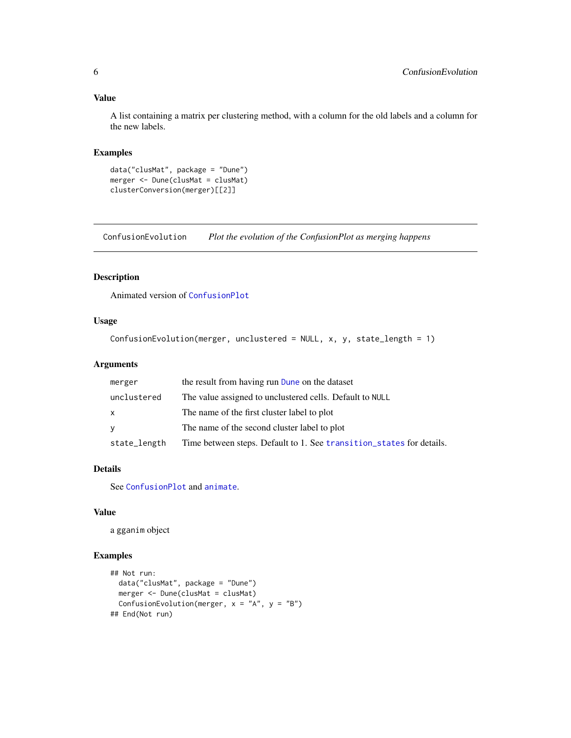## Value

A list containing a matrix per clustering method, with a column for the old labels and a column for the new labels.

## Examples

```
data("clusMat", package = "Dune")
merger <- Dune(clusMat = clusMat)
clusterConversion(merger)[[2]]
```

---

# ConfusionEvolution *Plot the evolution of the ConfusionPlot as merging happens*

---

## Description

Animated version of ConfusionPlot

## Usage

```
ConfusionEvolution(merger, unclustered = NULL, x, y, state_length = 1)
```

## Arguments

| | |
|---|---|
| merger | the result from having run Dune on the dataset |
| unclustered | The value assigned to unclustered cells. Default to NULL |
| x | The name of the first cluster label to plot |
| y | The name of the second cluster label to plot |
| state_length | Time between steps. Default to 1. See transition_states for details. |

## Details

See ConfusionPlot and animate.

## Value

a gganim object

## Examples

```
## Not run:
  data("clusMat", package = "Dune")
  merger <- Dune(clusMat = clusMat)
  ConfusionEvolution(merger, x = "A", y = "B")
## End(Not run)
```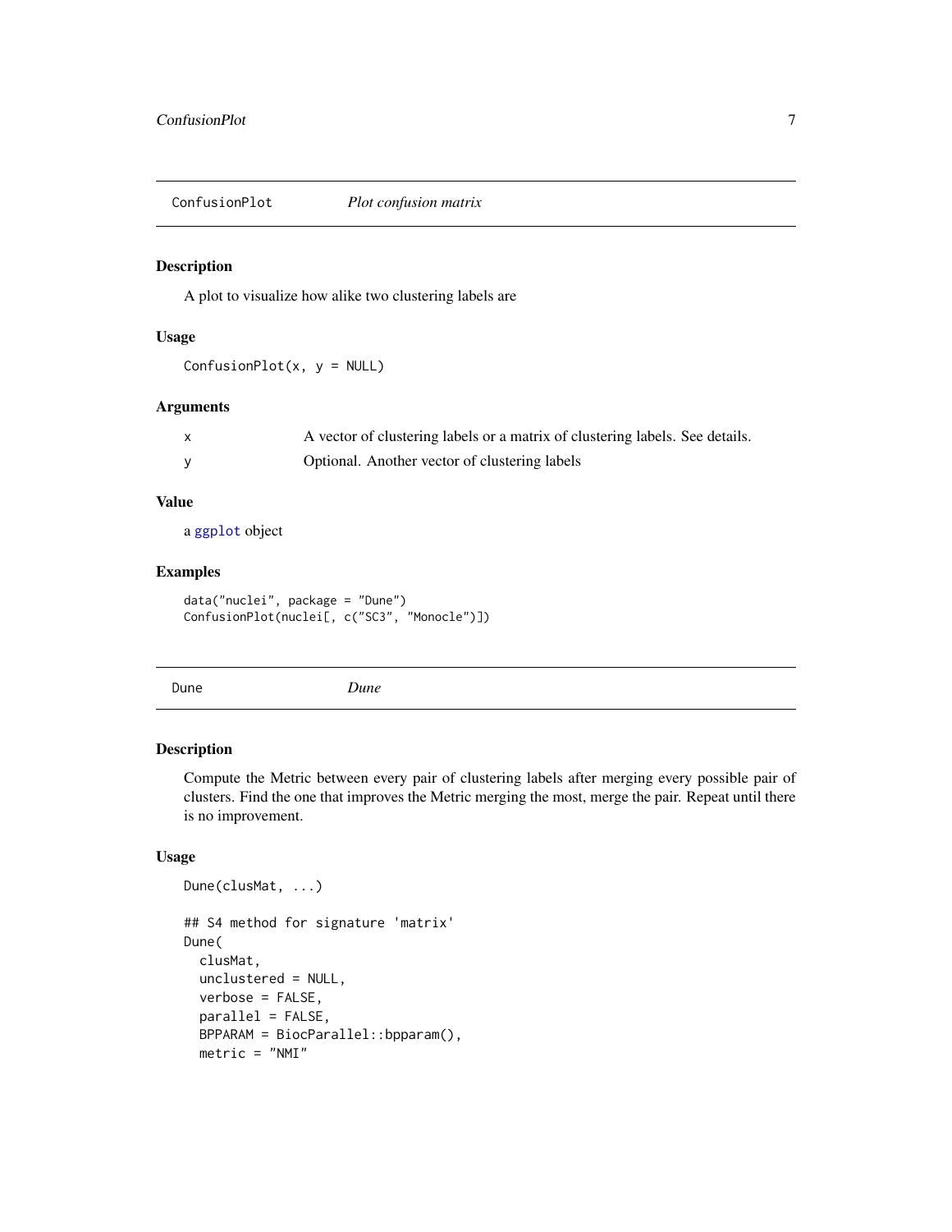## ConfusionPlot — *Plot confusion matrix*

### Description

A plot to visualize how alike two clustering labels are

### Usage

```
ConfusionPlot(x, y = NULL)
```

### Arguments

| | |
|---|---|
| x | A vector of clustering labels or a matrix of clustering labels. See details. |
| y | Optional. Another vector of clustering labels |

### Value

a ggplot object

### Examples

```
data("nuclei", package = "Dune")
ConfusionPlot(nuclei[, c("SC3", "Monocle")])
```

## Dune — *Dune*

### Description

Compute the Metric between every pair of clustering labels after merging every possible pair of clusters. Find the one that improves the Metric merging the most, merge the pair. Repeat until there is no improvement.

### Usage

```
Dune(clusMat, ...)

## S4 method for signature 'matrix'
Dune(
  clusMat,
  unclustered = NULL,
  verbose = FALSE,
  parallel = FALSE,
  BPPARAM = BiocParallel::bpparam(),
  metric = "NMI"
```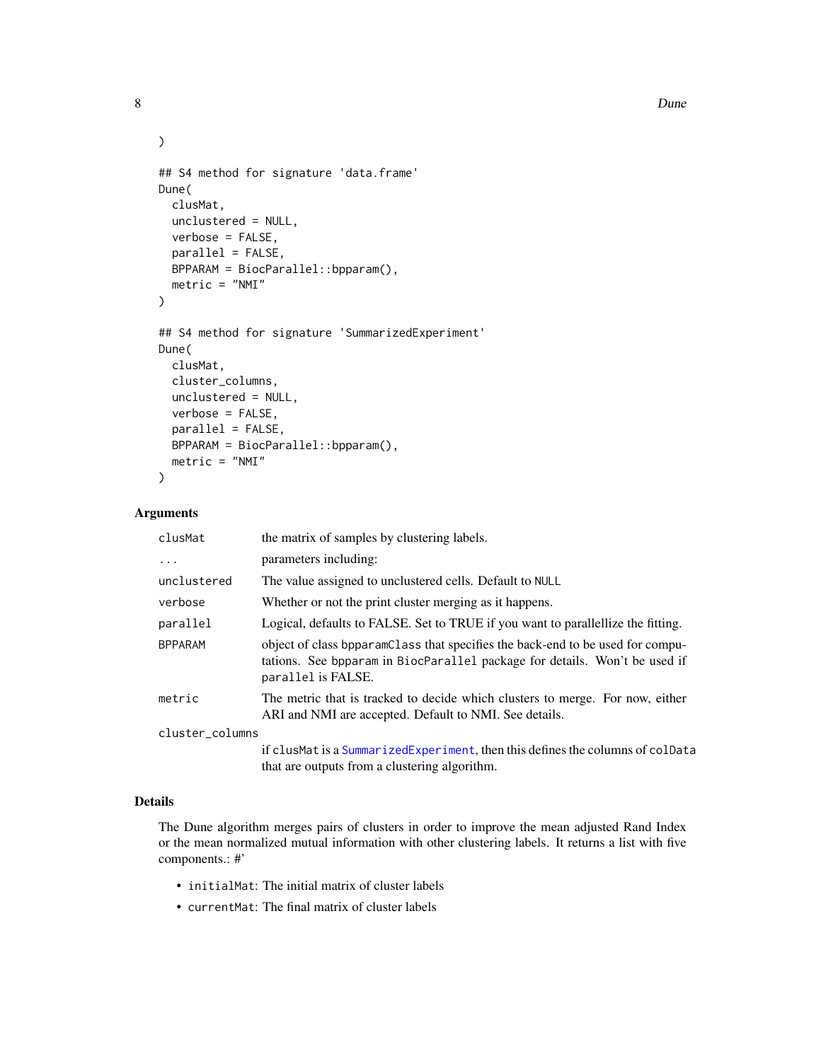```
)

## S4 method for signature 'data.frame'
Dune(
  clusMat,
  unclustered = NULL,
  verbose = FALSE,
  parallel = FALSE,
  BPPARAM = BiocParallel::bpparam(),
  metric = "NMI"
)

## S4 method for signature 'SummarizedExperiment'
Dune(
  clusMat,
  cluster_columns,
  unclustered = NULL,
  verbose = FALSE,
  parallel = FALSE,
  BPPARAM = BiocParallel::bpparam(),
  metric = "NMI"
)
```

### Arguments

| | |
|---|---|
| `clusMat` | the matrix of samples by clustering labels. |
| `...` | parameters including: |
| `unclustered` | The value assigned to unclustered cells. Default to `NULL` |
| `verbose` | Whether or not the print cluster merging as it happens. |
| `parallel` | Logical, defaults to FALSE. Set to TRUE if you want to parallellize the fitting. |
| `BPPARAM` | object of class `bpparamClass` that specifies the back-end to be used for computations. See `bpparam` in `BiocParallel` package for details. Won't be used if `parallel` is FALSE. |
| `metric` | The metric that is tracked to decide which clusters to merge. For now, either ARI and NMI are accepted. Default to NMI. See details. |
| `cluster_columns` | if `clusMat` is a `SummarizedExperiment`, then this defines the columns of `colData` that are outputs from a clustering algorithm. |

### Details

The Dune algorithm merges pairs of clusters in order to improve the mean adjusted Rand Index or the mean normalized mutual information with other clustering labels. It returns a list with five components.: #'

- `initialMat`: The initial matrix of cluster labels
- `currentMat`: The final matrix of cluster labels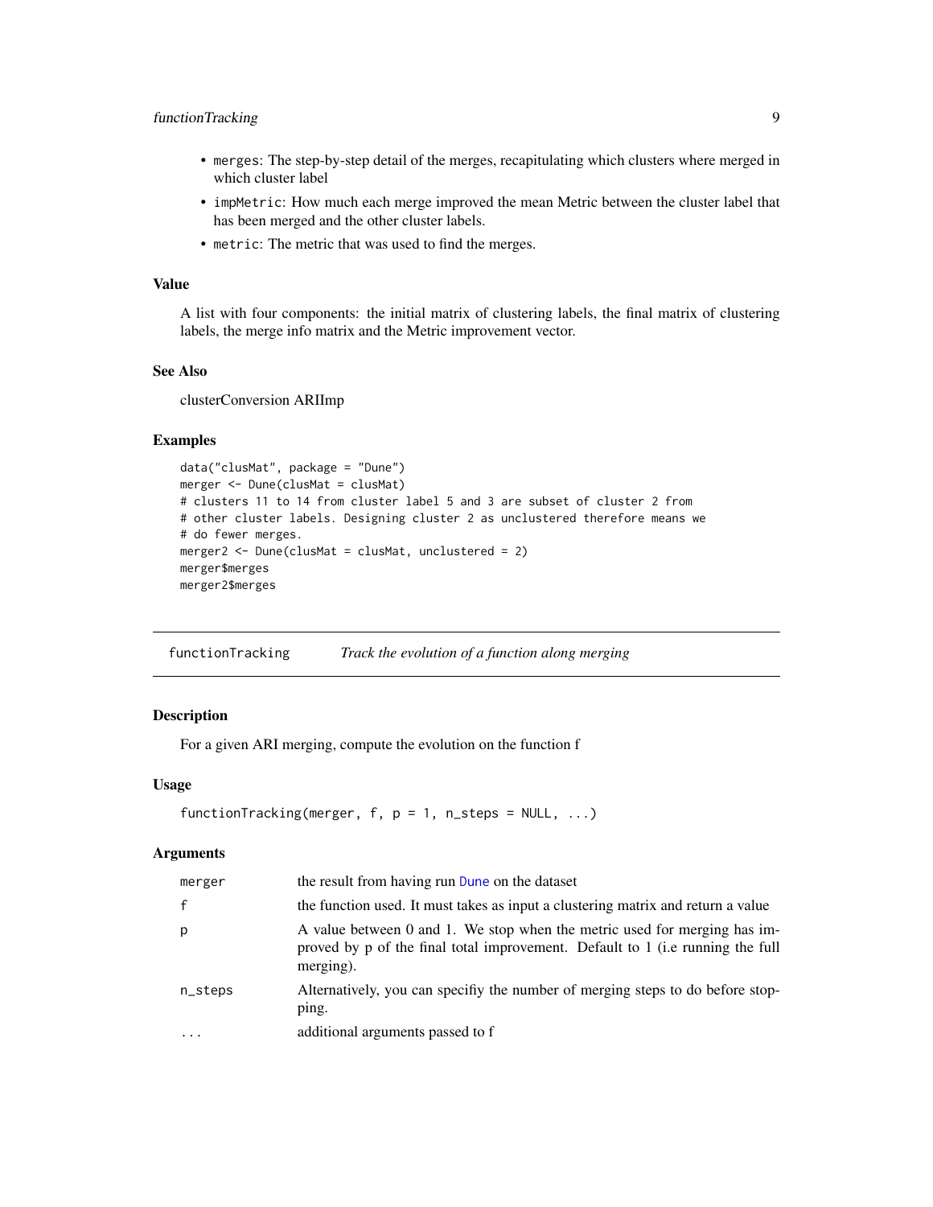- `merges`: The step-by-step detail of the merges, recapitulating which clusters where merged in which cluster label
- `impMetric`: How much each merge improved the mean Metric between the cluster label that has been merged and the other cluster labels.
- `metric`: The metric that was used to find the merges.

### Value

A list with four components: the initial matrix of clustering labels, the final matrix of clustering labels, the merge info matrix and the Metric improvement vector.

### See Also

clusterConversion ARIImp

### Examples

```
data("clusMat", package = "Dune")
merger <- Dune(clusMat = clusMat)
# clusters 11 to 14 from cluster label 5 and 3 are subset of cluster 2 from
# other cluster labels. Designing cluster 2 as unclustered therefore means we
# do fewer merges.
merger2 <- Dune(clusMat = clusMat, unclustered = 2)
merger$merges
merger2$merges
```

---

## functionTracking    *Track the evolution of a function along merging*

---

### Description

For a given ARI merging, compute the evolution on the function f

### Usage

```
functionTracking(merger, f, p = 1, n_steps = NULL, ...)
```

### Arguments

| | |
|---|---|
| merger | the result from having run Dune on the dataset |
| f | the function used. It must takes as input a clustering matrix and return a value |
| p | A value between 0 and 1. We stop when the metric used for merging has improved by p of the final total improvement. Default to 1 (i.e running the full merging). |
| n_steps | Alternatively, you can specifiy the number of merging steps to do before stopping. |
| ... | additional arguments passed to f |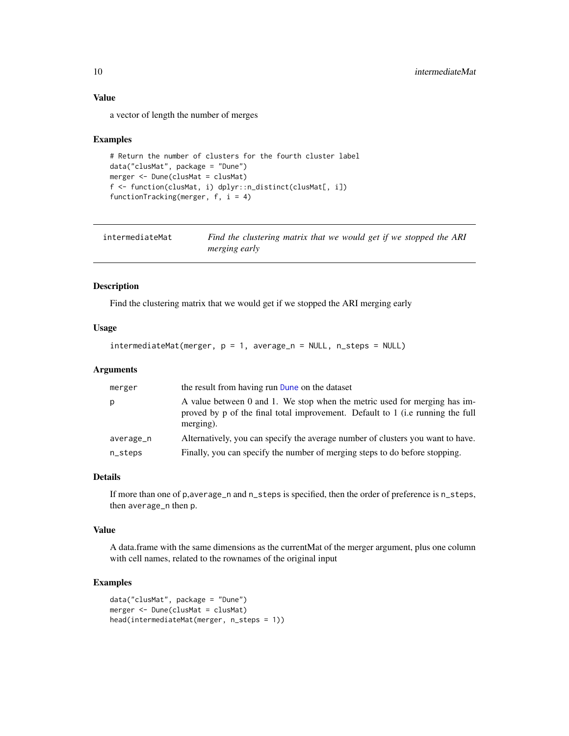### Value

a vector of length the number of merges

### Examples

```
# Return the number of clusters for the fourth cluster label
data("clusMat", package = "Dune")
merger <- Dune(clusMat = clusMat)
f <- function(clusMat, i) dplyr::n_distinct(clusMat[, i])
functionTracking(merger, f, i = 4)
```

---

## intermediateMat — *Find the clustering matrix that we would get if we stopped the ARI merging early*

### Description

Find the clustering matrix that we would get if we stopped the ARI merging early

### Usage

```
intermediateMat(merger, p = 1, average_n = NULL, n_steps = NULL)
```

### Arguments

| | |
|---|---|
| merger | the result from having run Dune on the dataset |
| p | A value between 0 and 1. We stop when the metric used for merging has improved by p of the final total improvement. Default to 1 (i.e running the full merging). |
| average_n | Alternatively, you can specify the average number of clusters you want to have. |
| n_steps | Finally, you can specify the number of merging steps to do before stopping. |

### Details

If more than one of p,average_n and n_steps is specified, then the order of preference is n_steps, then average_n then p.

### Value

A data.frame with the same dimensions as the currentMat of the merger argument, plus one column with cell names, related to the rownames of the original input

### Examples

```
data("clusMat", package = "Dune")
merger <- Dune(clusMat = clusMat)
head(intermediateMat(merger, n_steps = 1))
```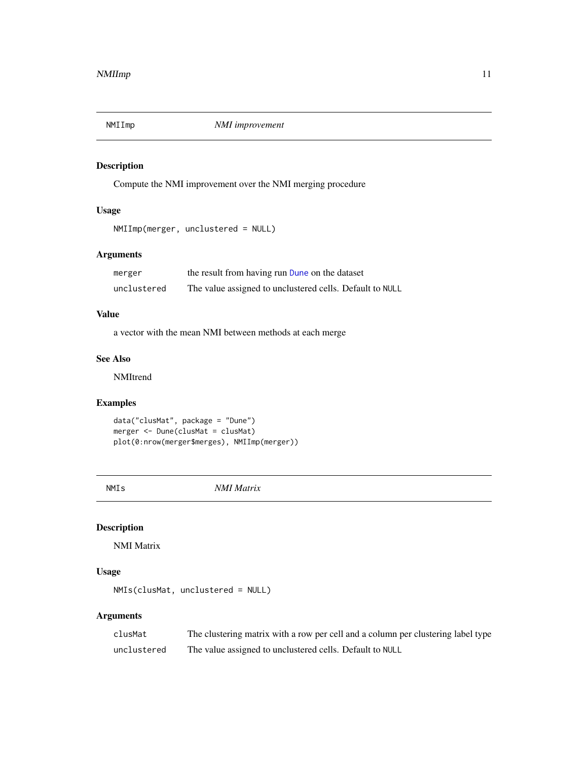## NMIImp — *NMI improvement*

### Description

Compute the NMI improvement over the NMI merging procedure

### Usage

```
NMIImp(merger, unclustered = NULL)
```

### Arguments

| | |
|---|---|
| merger | the result from having run Dune on the dataset |
| unclustered | The value assigned to unclustered cells. Default to NULL |

### Value

a vector with the mean NMI between methods at each merge

### See Also

NMItrend

### Examples

```
data("clusMat", package = "Dune")
merger <- Dune(clusMat = clusMat)
plot(0:nrow(merger$merges), NMIImp(merger))
```

## NMIs — *NMI Matrix*

### Description

NMI Matrix

### Usage

```
NMIs(clusMat, unclustered = NULL)
```

### Arguments

| | |
|---|---|
| clusMat | The clustering matrix with a row per cell and a column per clustering label type |
| unclustered | The value assigned to unclustered cells. Default to NULL |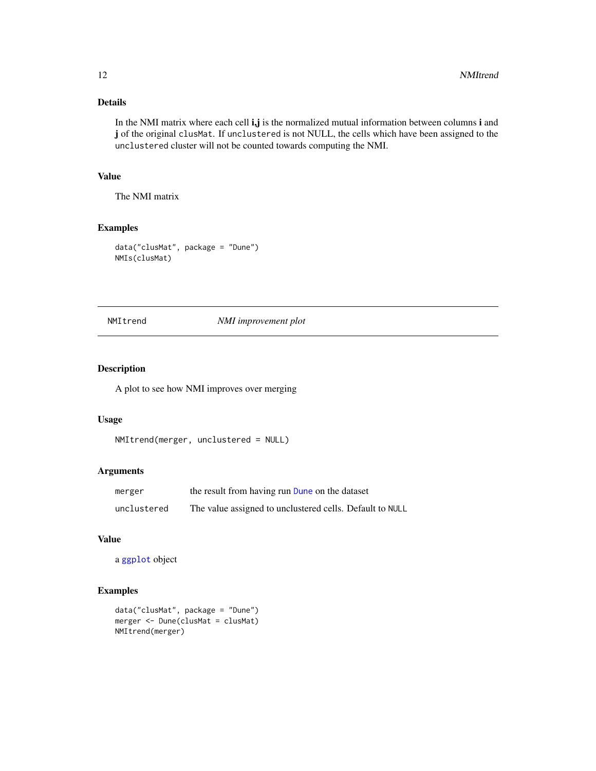### Details

In the NMI matrix where each cell **i,j** is the normalized mutual information between columns **i** and **j** of the original `clusMat`. If `unclustered` is not NULL, the cells which have been assigned to the `unclustered` cluster will not be counted towards computing the NMI.

### Value

The NMI matrix

### Examples

```
data("clusMat", package = "Dune")
NMIs(clusMat)
```

---

## NMItrend — *NMI improvement plot*

---

### Description

A plot to see how NMI improves over merging

### Usage

```
NMItrend(merger, unclustered = NULL)
```

### Arguments

| | |
|---|---|
| `merger` | the result from having run `Dune` on the dataset |
| `unclustered` | The value assigned to unclustered cells. Default to `NULL` |

### Value

a `ggplot` object

### Examples

```
data("clusMat", package = "Dune")
merger <- Dune(clusMat = clusMat)
NMItrend(merger)
```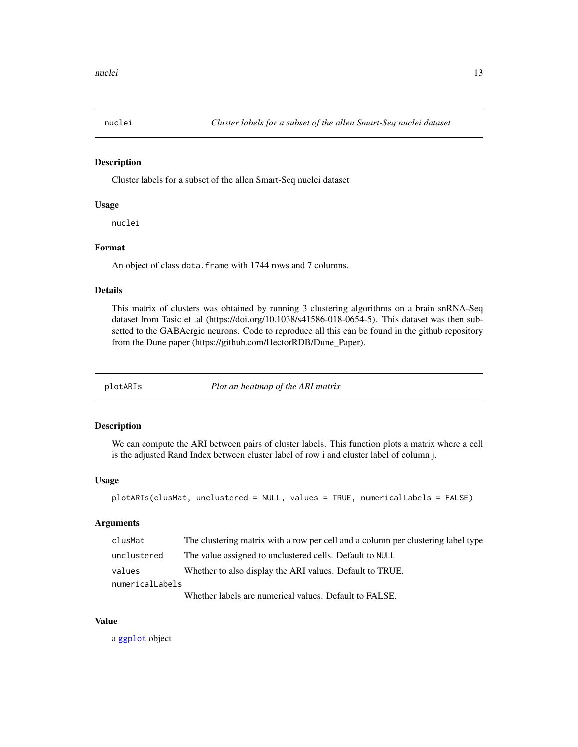## nuclei — *Cluster labels for a subset of the allen Smart-Seq nuclei dataset*

### Description

Cluster labels for a subset of the allen Smart-Seq nuclei dataset

### Usage

```
nuclei
```

### Format

An object of class `data.frame` with 1744 rows and 7 columns.

### Details

This matrix of clusters was obtained by running 3 clustering algorithms on a brain snRNA-Seq dataset from Tasic et .al (https://doi.org/10.1038/s41586-018-0654-5). This dataset was then subsetted to the GABAergic neurons. Code to reproduce all this can be found in the github repository from the Dune paper (https://github.com/HectorRDB/Dune_Paper).

## plotARIs — *Plot an heatmap of the ARI matrix*

### Description

We can compute the ARI between pairs of cluster labels. This function plots a matrix where a cell is the adjusted Rand Index between cluster label of row i and cluster label of column j.

### Usage

```
plotARIs(clusMat, unclustered = NULL, values = TRUE, numericalLabels = FALSE)
```

### Arguments

| | |
|---|---|
| `clusMat` | The clustering matrix with a row per cell and a column per clustering label type |
| `unclustered` | The value assigned to unclustered cells. Default to `NULL` |
| `values` | Whether to also display the ARI values. Default to TRUE. |
| `numericalLabels` | Whether labels are numerical values. Default to FALSE. |

### Value

a `ggplot` object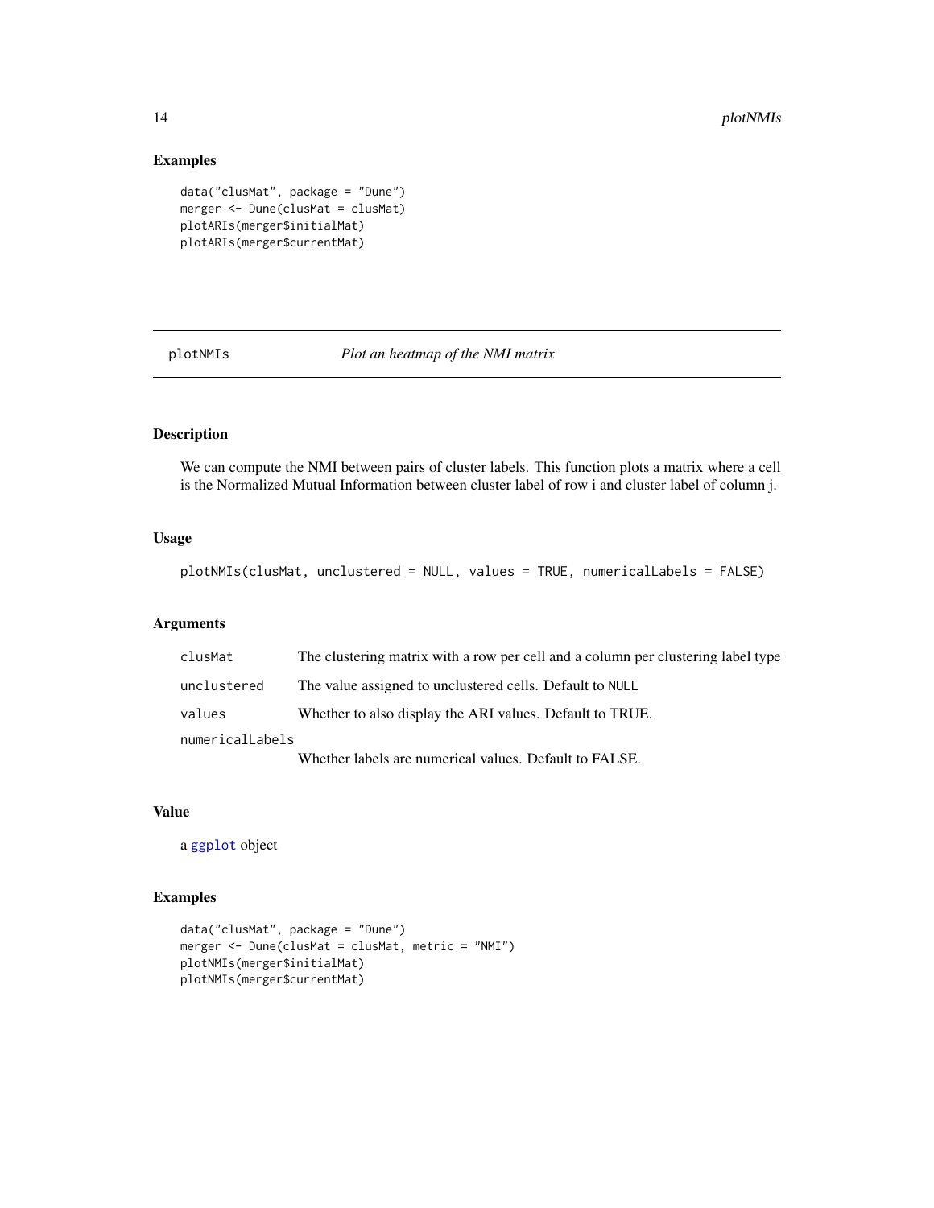## Examples

```
data("clusMat", package = "Dune")
merger <- Dune(clusMat = clusMat)
plotARIs(merger$initialMat)
plotARIs(merger$currentMat)
```

---

## plotNMIs — *Plot an heatmap of the NMI matrix*

---

### Description

We can compute the NMI between pairs of cluster labels. This function plots a matrix where a cell is the Normalized Mutual Information between cluster label of row i and cluster label of column j.

### Usage

```
plotNMIs(clusMat, unclustered = NULL, values = TRUE, numericalLabels = FALSE)
```

### Arguments

| | |
|---|---|
| `clusMat` | The clustering matrix with a row per cell and a column per clustering label type |
| `unclustered` | The value assigned to unclustered cells. Default to `NULL` |
| `values` | Whether to also display the ARI values. Default to TRUE. |
| `numericalLabels` | Whether labels are numerical values. Default to FALSE. |

### Value

a `ggplot` object

### Examples

```
data("clusMat", package = "Dune")
merger <- Dune(clusMat = clusMat, metric = "NMI")
plotNMIs(merger$initialMat)
plotNMIs(merger$currentMat)
```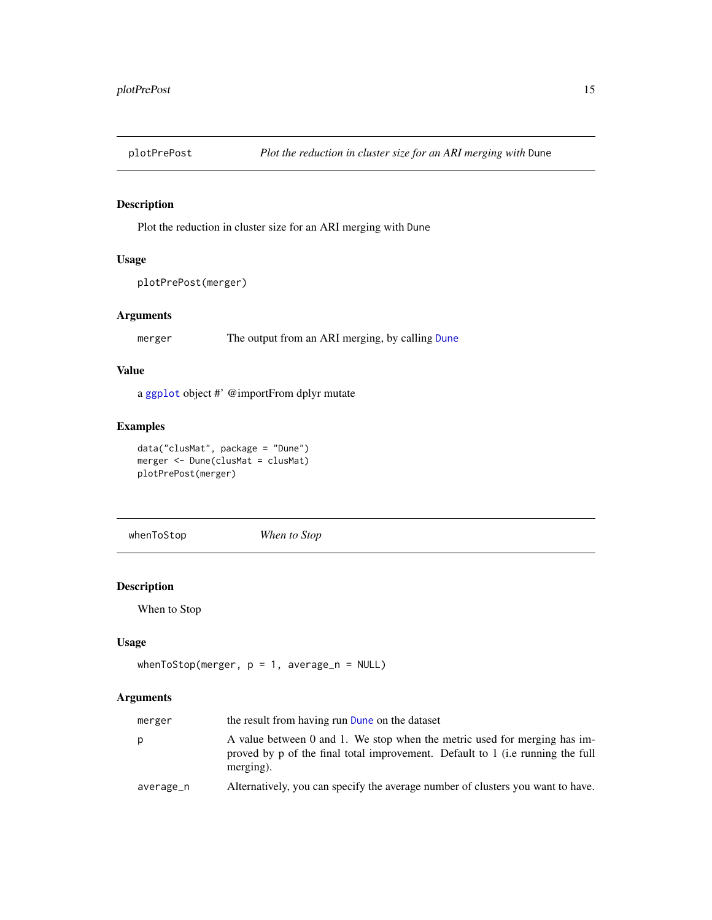## plotPrePost — *Plot the reduction in cluster size for an ARI merging with* `Dune`

### Description

Plot the reduction in cluster size for an ARI merging with `Dune`

### Usage

```
plotPrePost(merger)
```

### Arguments

| | |
|---|---|
| `merger` | The output from an ARI merging, by calling `Dune` |

### Value

a `ggplot` object #' @importFrom dplyr mutate

### Examples

```
data("clusMat", package = "Dune")
merger <- Dune(clusMat = clusMat)
plotPrePost(merger)
```

## whenToStop — *When to Stop*

### Description

When to Stop

### Usage

```
whenToStop(merger, p = 1, average_n = NULL)
```

### Arguments

| | |
|---|---|
| `merger` | the result from having run `Dune` on the dataset |
| `p` | A value between 0 and 1. We stop when the metric used for merging has improved by p of the final total improvement. Default to 1 (i.e running the full merging). |
| `average_n` | Alternatively, you can specify the average number of clusters you want to have. |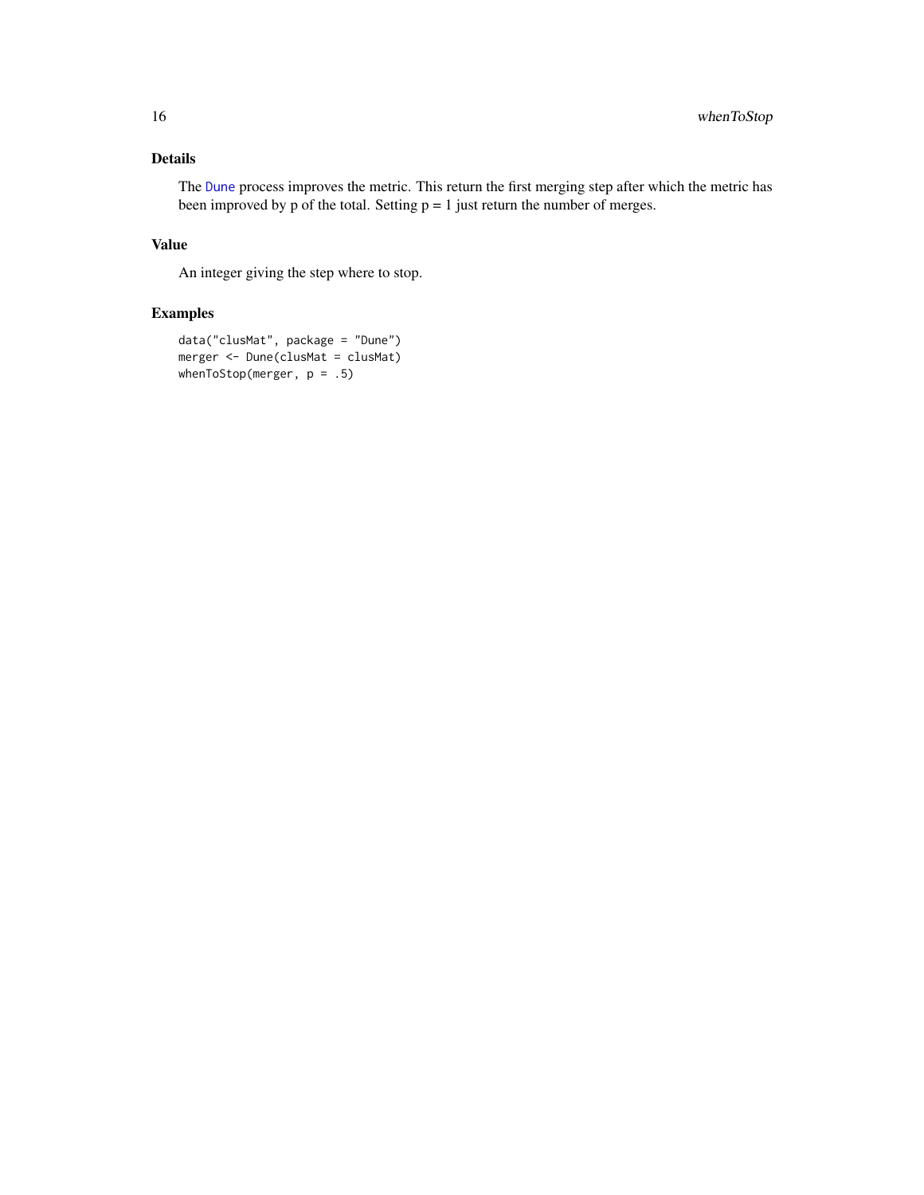## Details

The Dune process improves the metric. This return the first merging step after which the metric has been improved by p of the total. Setting p = 1 just return the number of merges.

## Value

An integer giving the step where to stop.

## Examples

```
data("clusMat", package = "Dune")
merger <- Dune(clusMat = clusMat)
whenToStop(merger, p = .5)
```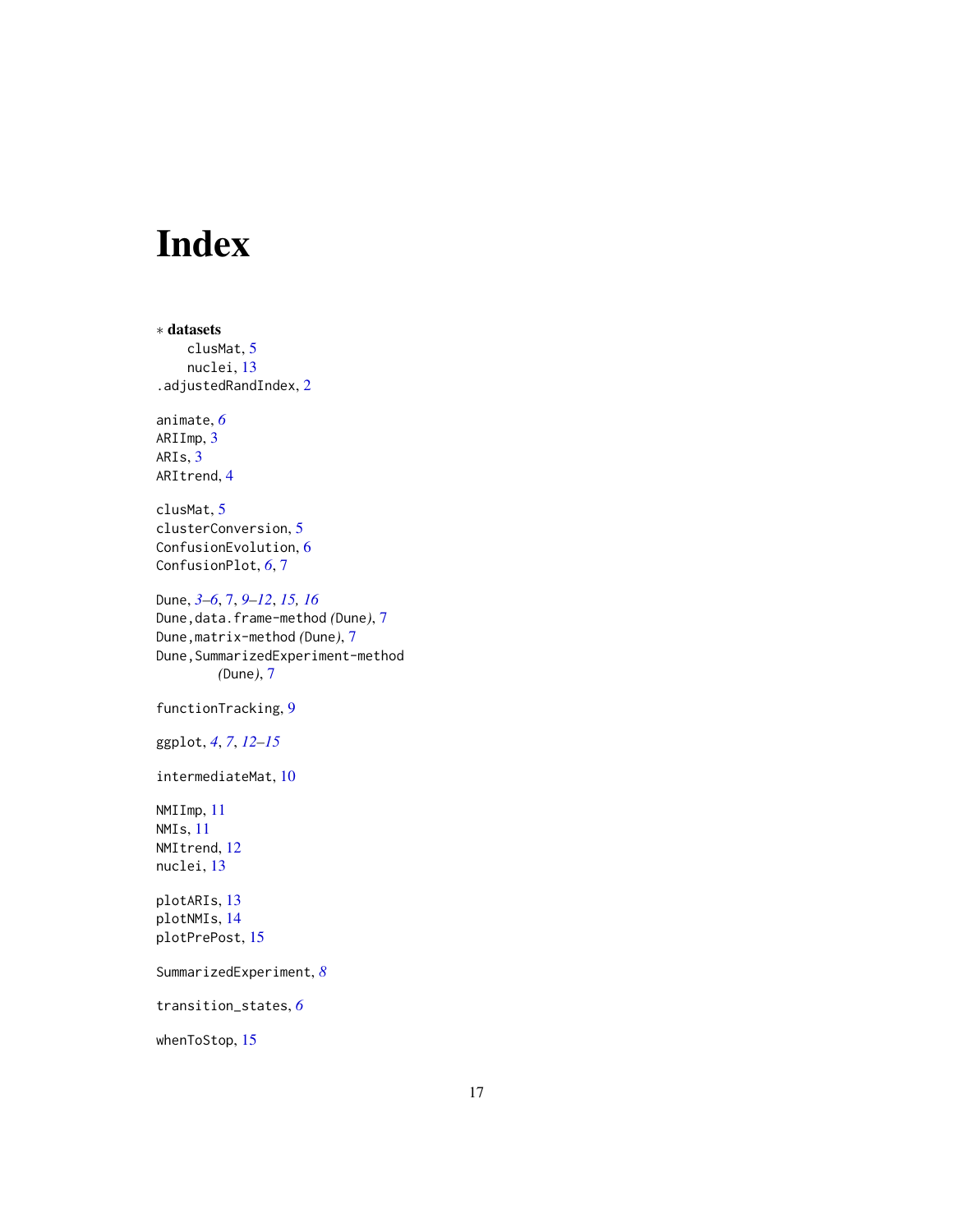# Index

∗ **datasets**
  clusMat, 5
  nuclei, 13

.adjustedRandIndex, 2

animate, *6*
ARIImp, 3
ARIs, 3
ARItrend, 4

clusMat, 5
clusterConversion, 5
ConfusionEvolution, 6
ConfusionPlot, *6*, 7

Dune, *3–6*, 7, *9–12*, *15, 16*
Dune,data.frame-method *(*Dune*)*, 7
Dune,matrix-method *(*Dune*)*, 7
Dune,SummarizedExperiment-method
  *(*Dune*)*, 7

functionTracking, 9

ggplot, *4*, *7*, *12–15*

intermediateMat, 10

NMIImp, 11
NMIs, 11
NMItrend, 12
nuclei, 13

plotARIs, 13
plotNMIs, 14
plotPrePost, 15

SummarizedExperiment, *8*

transition_states, *6*

whenToStop, 15